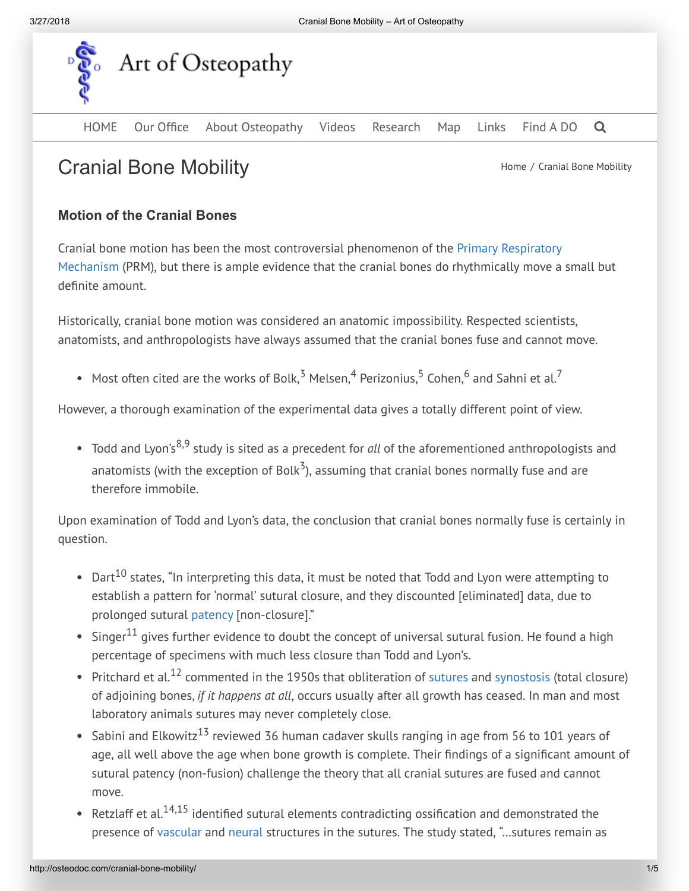Art of Osteopathy

HOME Our Office About Osteopathy Videos Research Map Links Find A DO

# Cranial Bone Mobility

Home / Cranial Bone Mobility

### Motion of the Cranial Bones

Cranial bone motion has been the most controversial phenomenon of the Primary Respiratory Mechanism (PRM), but there is ample evidence that the cranial bones do rhythmically move a small but definite amount.

Historically, cranial bone motion was considered an anatomic impossibility. Respected scientists, anatomists, and anthropologists have always assumed that the cranial bones fuse and cannot move.

- Most often cited are the works of Bolk,[3] Melsen,[4] Perizonius,[5] Cohen,[6] and Sahni et al.[7]

However, a thorough examination of the experimental data gives a totally different point of view.

- Todd and Lyon's[8,9] study is sited as a precedent for *all* of the aforementioned anthropologists and anatomists (with the exception of Bolk[3]), assuming that cranial bones normally fuse and are therefore immobile.

Upon examination of Todd and Lyon's data, the conclusion that cranial bones normally fuse is certainly in question.

- Dart[10] states, "In interpreting this data, it must be noted that Todd and Lyon were attempting to establish a pattern for 'normal' sutural closure, and they discounted [eliminated] data, due to prolonged sutural patency [non-closure]."
- Singer[11] gives further evidence to doubt the concept of universal sutural fusion. He found a high percentage of specimens with much less closure than Todd and Lyon's.
- Pritchard et al.[12] commented in the 1950s that obliteration of sutures and synostosis (total closure) of adjoining bones, *if it happens at all*, occurs usually after all growth has ceased. In man and most laboratory animals sutures may never completely close.
- Sabini and Elkowitz[13] reviewed 36 human cadaver skulls ranging in age from 56 to 101 years of age, all well above the age when bone growth is complete. Their findings of a significant amount of sutural patency (non-fusion) challenge the theory that all cranial sutures are fused and cannot move.
- Retzlaff et al.[14,15] identified sutural elements contradicting ossification and demonstrated the presence of vascular and neural structures in the sutures. The study stated, "...sutures remain as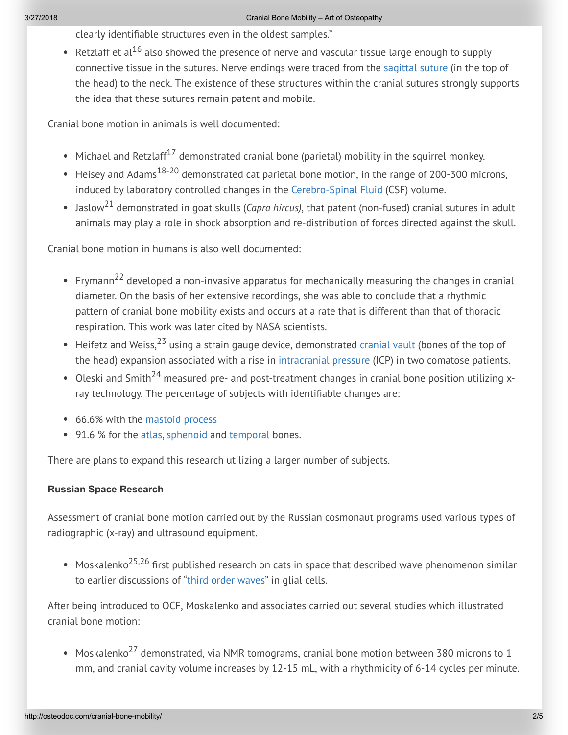clearly identifiable structures even in the oldest samples."

- Retzlaff et al[16] also showed the presence of nerve and vascular tissue large enough to supply connective tissue in the sutures. Nerve endings were traced from the sagittal suture (in the top of the head) to the neck. The existence of these structures within the cranial sutures strongly supports the idea that these sutures remain patent and mobile.

Cranial bone motion in animals is well documented:

- Michael and Retzlaff[17] demonstrated cranial bone (parietal) mobility in the squirrel monkey.
- Heisey and Adams[18-20] demonstrated cat parietal bone motion, in the range of 200-300 microns, induced by laboratory controlled changes in the Cerebro-Spinal Fluid (CSF) volume.
- Jaslow[21] demonstrated in goat skulls (*Capra hircus)*, that patent (non-fused) cranial sutures in adult animals may play a role in shock absorption and re-distribution of forces directed against the skull.

Cranial bone motion in humans is also well documented:

- Frymann[22] developed a non-invasive apparatus for mechanically measuring the changes in cranial diameter. On the basis of her extensive recordings, she was able to conclude that a rhythmic pattern of cranial bone mobility exists and occurs at a rate that is different than that of thoracic respiration. This work was later cited by NASA scientists.
- Heifetz and Weiss,[23] using a strain gauge device, demonstrated cranial vault (bones of the top of the head) expansion associated with a rise in intracranial pressure (ICP) in two comatose patients.
- Oleski and Smith[24] measured pre- and post-treatment changes in cranial bone position utilizing x-ray technology. The percentage of subjects with identifiable changes are:

- 66.6% with the mastoid process
- 91.6 % for the atlas, sphenoid and temporal bones.

There are plans to expand this research utilizing a larger number of subjects.

**Russian Space Research**

Assessment of cranial bone motion carried out by the Russian cosmonaut programs used various types of radiographic (x-ray) and ultrasound equipment.

- Moskalenko[25,26] first published research on cats in space that described wave phenomenon similar to earlier discussions of "third order waves" in glial cells.

After being introduced to OCF, Moskalenko and associates carried out several studies which illustrated cranial bone motion:

- Moskalenko[27] demonstrated, via NMR tomograms, cranial bone motion between 380 microns to 1 mm, and cranial cavity volume increases by 12-15 mL, with a rhythmicity of 6-14 cycles per minute.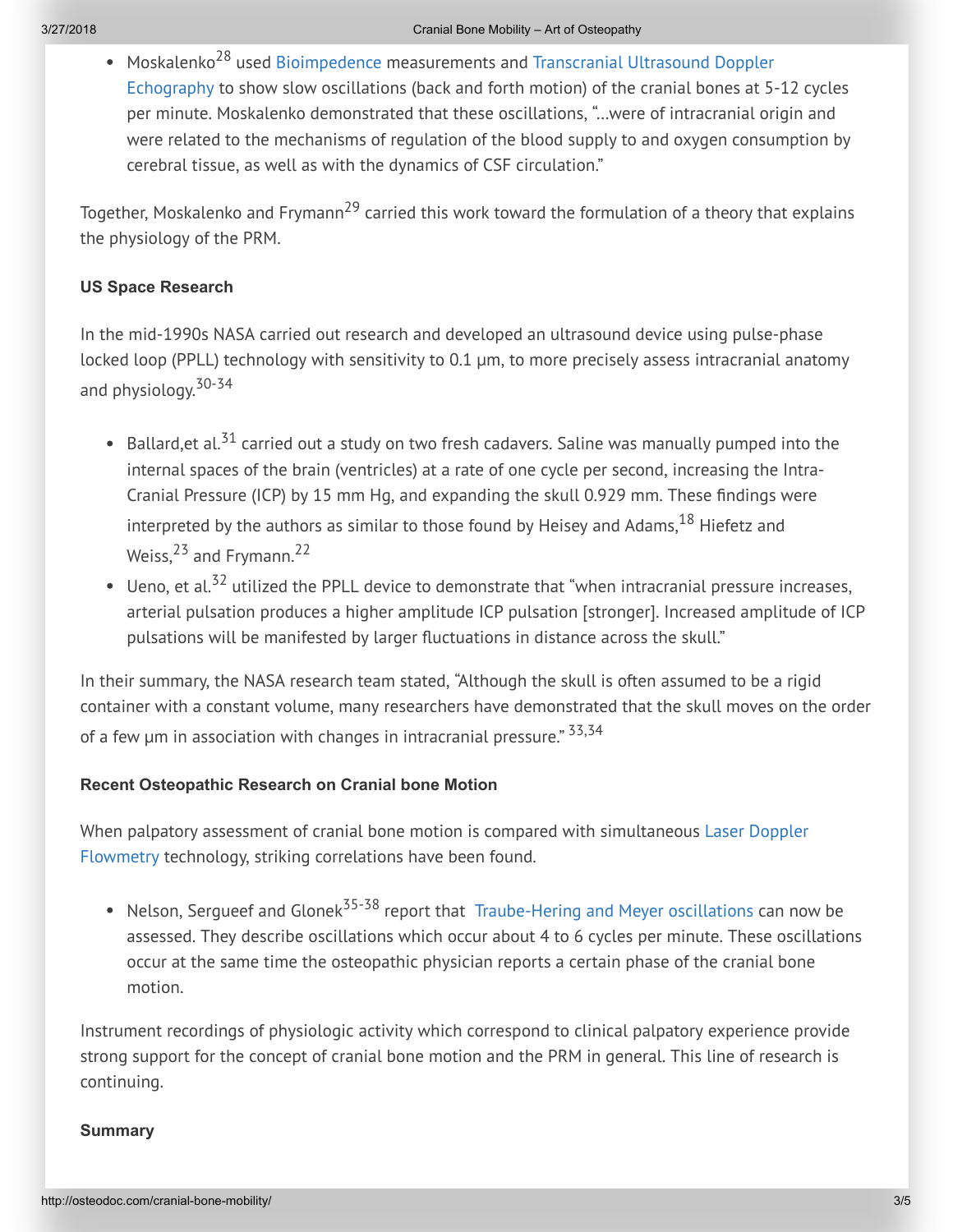- Moskalenko[28] used Bioimpedence measurements and Transcranial Ultrasound Doppler Echography to show slow oscillations (back and forth motion) of the cranial bones at 5-12 cycles per minute. Moskalenko demonstrated that these oscillations, "…were of intracranial origin and were related to the mechanisms of regulation of the blood supply to and oxygen consumption by cerebral tissue, as well as with the dynamics of CSF circulation."

Together, Moskalenko and Frymann[29] carried this work toward the formulation of a theory that explains the physiology of the PRM.

**US Space Research**

In the mid-1990s NASA carried out research and developed an ultrasound device using pulse-phase locked loop (PPLL) technology with sensitivity to 0.1 µm, to more precisely assess intracranial anatomy and physiology.[30-34]

- Ballard,et al.[31] carried out a study on two fresh cadavers. Saline was manually pumped into the internal spaces of the brain (ventricles) at a rate of one cycle per second, increasing the Intra-Cranial Pressure (ICP) by 15 mm Hg, and expanding the skull 0.929 mm. These findings were interpreted by the authors as similar to those found by Heisey and Adams,[18] Hiefetz and Weiss,[23] and Frymann.[22]
- Ueno, et al.[32] utilized the PPLL device to demonstrate that "when intracranial pressure increases, arterial pulsation produces a higher amplitude ICP pulsation [stronger]. Increased amplitude of ICP pulsations will be manifested by larger fluctuations in distance across the skull."

In their summary, the NASA research team stated, "Although the skull is often assumed to be a rigid container with a constant volume, many researchers have demonstrated that the skull moves on the order of a few µm in association with changes in intracranial pressure." [33,34]

**Recent Osteopathic Research on Cranial bone Motion**

When palpatory assessment of cranial bone motion is compared with simultaneous Laser Doppler Flowmetry technology, striking correlations have been found.

- Nelson, Sergueef and Glonek[35-38] report that Traube-Hering and Meyer oscillations can now be assessed. They describe oscillations which occur about 4 to 6 cycles per minute. These oscillations occur at the same time the osteopathic physician reports a certain phase of the cranial bone motion.

Instrument recordings of physiologic activity which correspond to clinical palpatory experience provide strong support for the concept of cranial bone motion and the PRM in general. This line of research is continuing.

**Summary**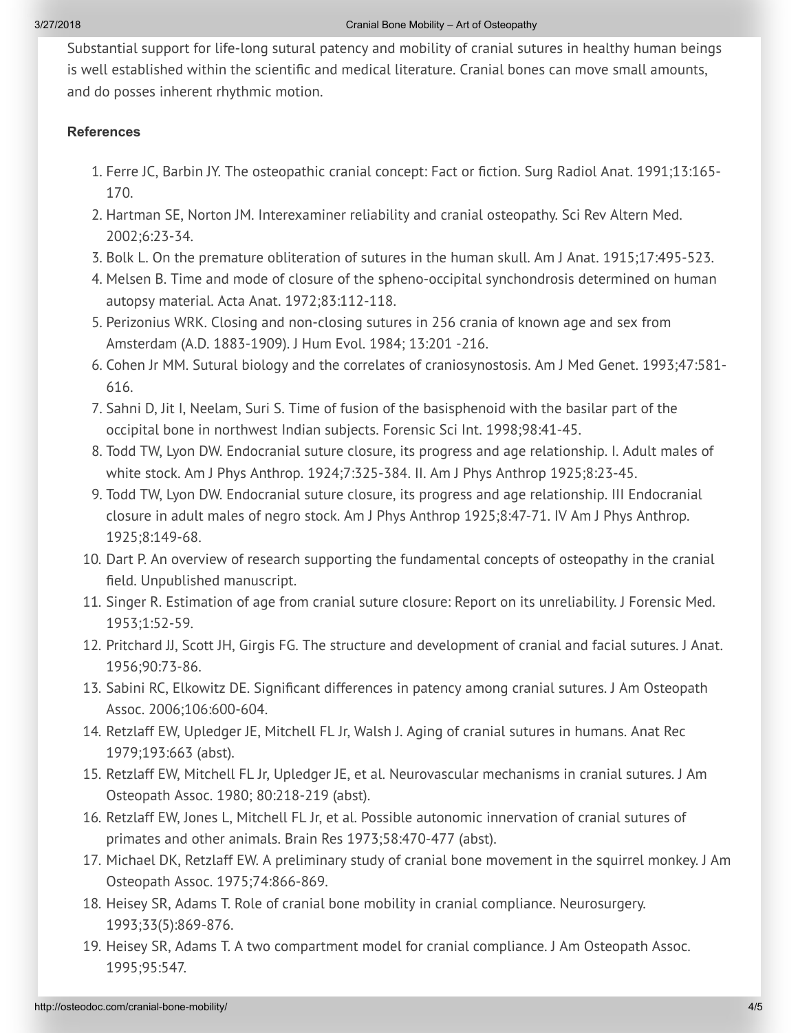Substantial support for life-long sutural patency and mobility of cranial sutures in healthy human beings is well established within the scientific and medical literature. Cranial bones can move small amounts, and do posses inherent rhythmic motion.

### References

1. Ferre JC, Barbin JY. The osteopathic cranial concept: Fact or fiction. Surg Radiol Anat. 1991;13:165-170.
2. Hartman SE, Norton JM. Interexaminer reliability and cranial osteopathy. Sci Rev Altern Med. 2002;6:23-34.
3. Bolk L. On the premature obliteration of sutures in the human skull. Am J Anat. 1915;17:495-523.
4. Melsen B. Time and mode of closure of the spheno-occipital synchondrosis determined on human autopsy material. Acta Anat. 1972;83:112-118.
5. Perizonius WRK. Closing and non-closing sutures in 256 crania of known age and sex from Amsterdam (A.D. 1883-1909). J Hum Evol. 1984; 13:201 -216.
6. Cohen Jr MM. Sutural biology and the correlates of craniosynostosis. Am J Med Genet. 1993;47:581-616.
7. Sahni D, Jit I, Neelam, Suri S. Time of fusion of the basisphenoid with the basilar part of the occipital bone in northwest Indian subjects. Forensic Sci Int. 1998;98:41-45.
8. Todd TW, Lyon DW. Endocranial suture closure, its progress and age relationship. I. Adult males of white stock. Am J Phys Anthrop. 1924;7:325-384. II. Am J Phys Anthrop 1925;8:23-45.
9. Todd TW, Lyon DW. Endocranial suture closure, its progress and age relationship. III Endocranial closure in adult males of negro stock. Am J Phys Anthrop 1925;8:47-71. IV Am J Phys Anthrop. 1925;8:149-68.
10. Dart P. An overview of research supporting the fundamental concepts of osteopathy in the cranial field. Unpublished manuscript.
11. Singer R. Estimation of age from cranial suture closure: Report on its unreliability. J Forensic Med. 1953;1:52-59.
12. Pritchard JJ, Scott JH, Girgis FG. The structure and development of cranial and facial sutures. J Anat. 1956;90:73-86.
13. Sabini RC, Elkowitz DE. Significant differences in patency among cranial sutures. J Am Osteopath Assoc. 2006;106:600-604.
14. Retzlaff EW, Upledger JE, Mitchell FL Jr, Walsh J. Aging of cranial sutures in humans. Anat Rec 1979;193:663 (abst).
15. Retzlaff EW, Mitchell FL Jr, Upledger JE, et al. Neurovascular mechanisms in cranial sutures. J Am Osteopath Assoc. 1980; 80:218-219 (abst).
16. Retzlaff EW, Jones L, Mitchell FL Jr, et al. Possible autonomic innervation of cranial sutures of primates and other animals. Brain Res 1973;58:470-477 (abst).
17. Michael DK, Retzlaff EW. A preliminary study of cranial bone movement in the squirrel monkey. J Am Osteopath Assoc. 1975;74:866-869.
18. Heisey SR, Adams T. Role of cranial bone mobility in cranial compliance. Neurosurgery. 1993;33(5):869-876.
19. Heisey SR, Adams T. A two compartment model for cranial compliance. J Am Osteopath Assoc. 1995;95:547.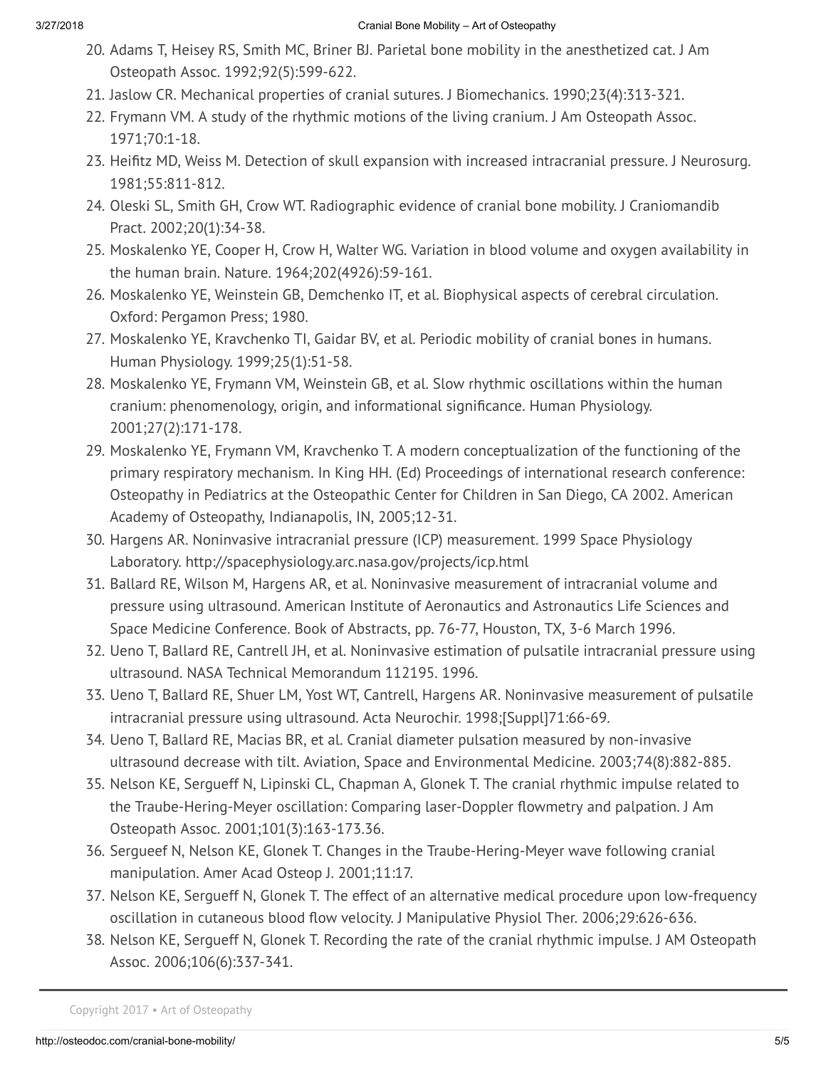20. Adams T, Heisey RS, Smith MC, Briner BJ. Parietal bone mobility in the anesthetized cat. J Am Osteopath Assoc. 1992;92(5):599-622.
21. Jaslow CR. Mechanical properties of cranial sutures. J Biomechanics. 1990;23(4):313-321.
22. Frymann VM. A study of the rhythmic motions of the living cranium. J Am Osteopath Assoc. 1971;70:1-18.
23. Heifitz MD, Weiss M. Detection of skull expansion with increased intracranial pressure. J Neurosurg. 1981;55:811-812.
24. Oleski SL, Smith GH, Crow WT. Radiographic evidence of cranial bone mobility. J Craniomandib Pract. 2002;20(1):34-38.
25. Moskalenko YE, Cooper H, Crow H, Walter WG. Variation in blood volume and oxygen availability in the human brain. Nature. 1964;202(4926):59-161.
26. Moskalenko YE, Weinstein GB, Demchenko IT, et al. Biophysical aspects of cerebral circulation. Oxford: Pergamon Press; 1980.
27. Moskalenko YE, Kravchenko TI, Gaidar BV, et al. Periodic mobility of cranial bones in humans. Human Physiology. 1999;25(1):51-58.
28. Moskalenko YE, Frymann VM, Weinstein GB, et al. Slow rhythmic oscillations within the human cranium: phenomenology, origin, and informational significance. Human Physiology. 2001;27(2):171-178.
29. Moskalenko YE, Frymann VM, Kravchenko T. A modern conceptualization of the functioning of the primary respiratory mechanism. In King HH. (Ed) Proceedings of international research conference: Osteopathy in Pediatrics at the Osteopathic Center for Children in San Diego, CA 2002. American Academy of Osteopathy, Indianapolis, IN, 2005;12-31.
30. Hargens AR. Noninvasive intracranial pressure (ICP) measurement. 1999 Space Physiology Laboratory. http://spacephysiology.arc.nasa.gov/projects/icp.html
31. Ballard RE, Wilson M, Hargens AR, et al. Noninvasive measurement of intracranial volume and pressure using ultrasound. American Institute of Aeronautics and Astronautics Life Sciences and Space Medicine Conference. Book of Abstracts, pp. 76-77, Houston, TX, 3-6 March 1996.
32. Ueno T, Ballard RE, Cantrell JH, et al. Noninvasive estimation of pulsatile intracranial pressure using ultrasound. NASA Technical Memorandum 112195. 1996.
33. Ueno T, Ballard RE, Shuer LM, Yost WT, Cantrell, Hargens AR. Noninvasive measurement of pulsatile intracranial pressure using ultrasound. Acta Neurochir. 1998;[Suppl]71:66-69.
34. Ueno T, Ballard RE, Macias BR, et al. Cranial diameter pulsation measured by non-invasive ultrasound decrease with tilt. Aviation, Space and Environmental Medicine. 2003;74(8):882-885.
35. Nelson KE, Sergueff N, Lipinski CL, Chapman A, Glonek T. The cranial rhythmic impulse related to the Traube-Hering-Meyer oscillation: Comparing laser-Doppler flowmetry and palpation. J Am Osteopath Assoc. 2001;101(3):163-173.36.
36. Sergueef N, Nelson KE, Glonek T. Changes in the Traube-Hering-Meyer wave following cranial manipulation. Amer Acad Osteop J. 2001;11:17.
37. Nelson KE, Sergueff N, Glonek T. The effect of an alternative medical procedure upon low-frequency oscillation in cutaneous blood flow velocity. J Manipulative Physiol Ther. 2006;29:626-636.
38. Nelson KE, Sergueff N, Glonek T. Recording the rate of the cranial rhythmic impulse. J AM Osteopath Assoc. 2006;106(6):337-341.

Copyright 2017 • Art of Osteopathy